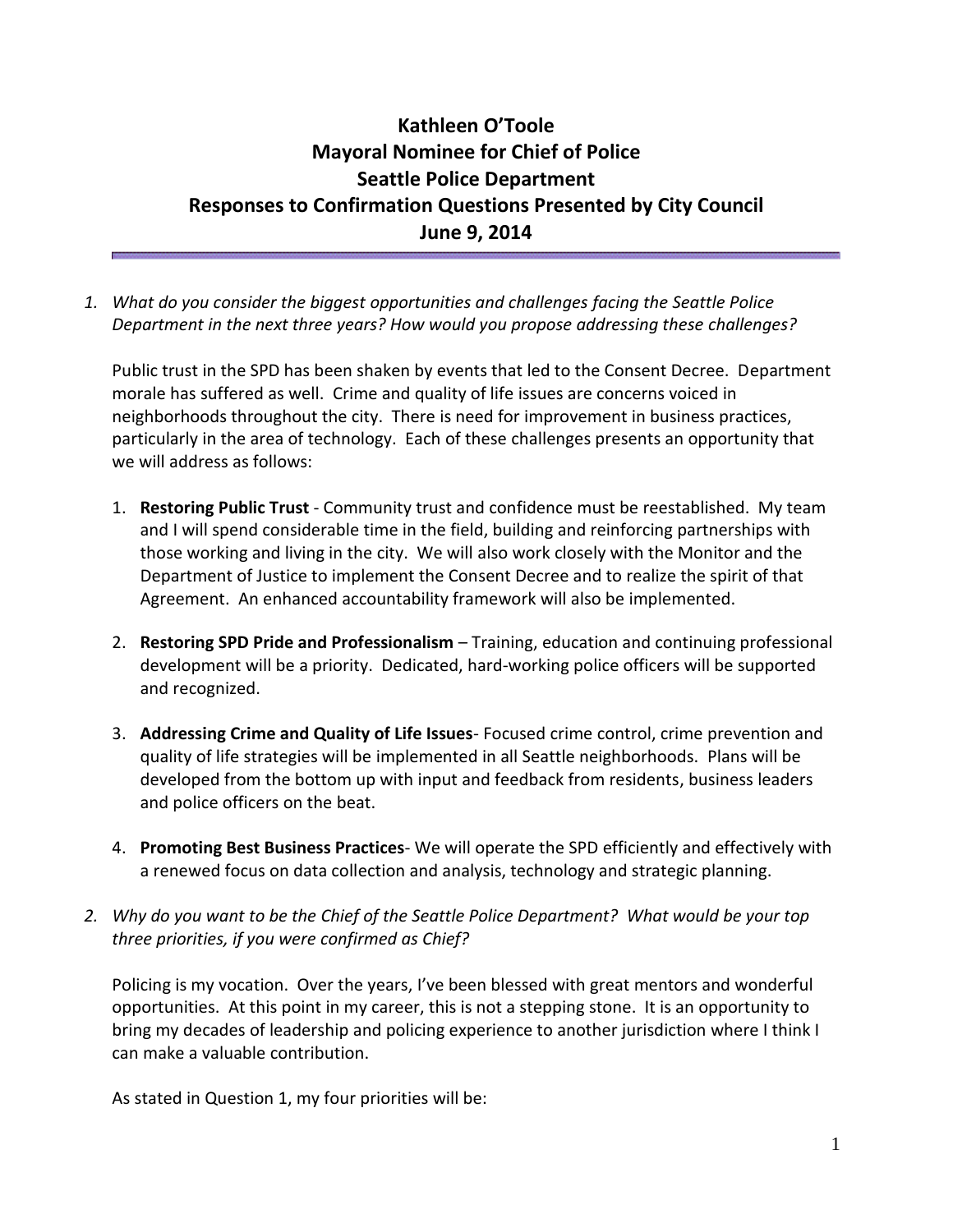# Kathleen O'Toole
# Mayoral Nominee for Chief of Police
# Seattle Police Department
# Responses to Confirmation Questions Presented by City Council
# June 9, 2014

1. *What do you consider the biggest opportunities and challenges facing the Seattle Police Department in the next three years? How would you propose addressing these challenges?*

   Public trust in the SPD has been shaken by events that led to the Consent Decree. Department morale has suffered as well. Crime and quality of life issues are concerns voiced in neighborhoods throughout the city. There is need for improvement in business practices, particularly in the area of technology. Each of these challenges presents an opportunity that we will address as follows:

   1. **Restoring Public Trust** - Community trust and confidence must be reestablished. My team and I will spend considerable time in the field, building and reinforcing partnerships with those working and living in the city. We will also work closely with the Monitor and the Department of Justice to implement the Consent Decree and to realize the spirit of that Agreement. An enhanced accountability framework will also be implemented.

   2. **Restoring SPD Pride and Professionalism** – Training, education and continuing professional development will be a priority. Dedicated, hard-working police officers will be supported and recognized.

   3. **Addressing Crime and Quality of Life Issues**- Focused crime control, crime prevention and quality of life strategies will be implemented in all Seattle neighborhoods. Plans will be developed from the bottom up with input and feedback from residents, business leaders and police officers on the beat.

   4. **Promoting Best Business Practices**- We will operate the SPD efficiently and effectively with a renewed focus on data collection and analysis, technology and strategic planning.

2. *Why do you want to be the Chief of the Seattle Police Department? What would be your top three priorities, if you were confirmed as Chief?*

   Policing is my vocation. Over the years, I've been blessed with great mentors and wonderful opportunities. At this point in my career, this is not a stepping stone. It is an opportunity to bring my decades of leadership and policing experience to another jurisdiction where I think I can make a valuable contribution.

   As stated in Question 1, my four priorities will be: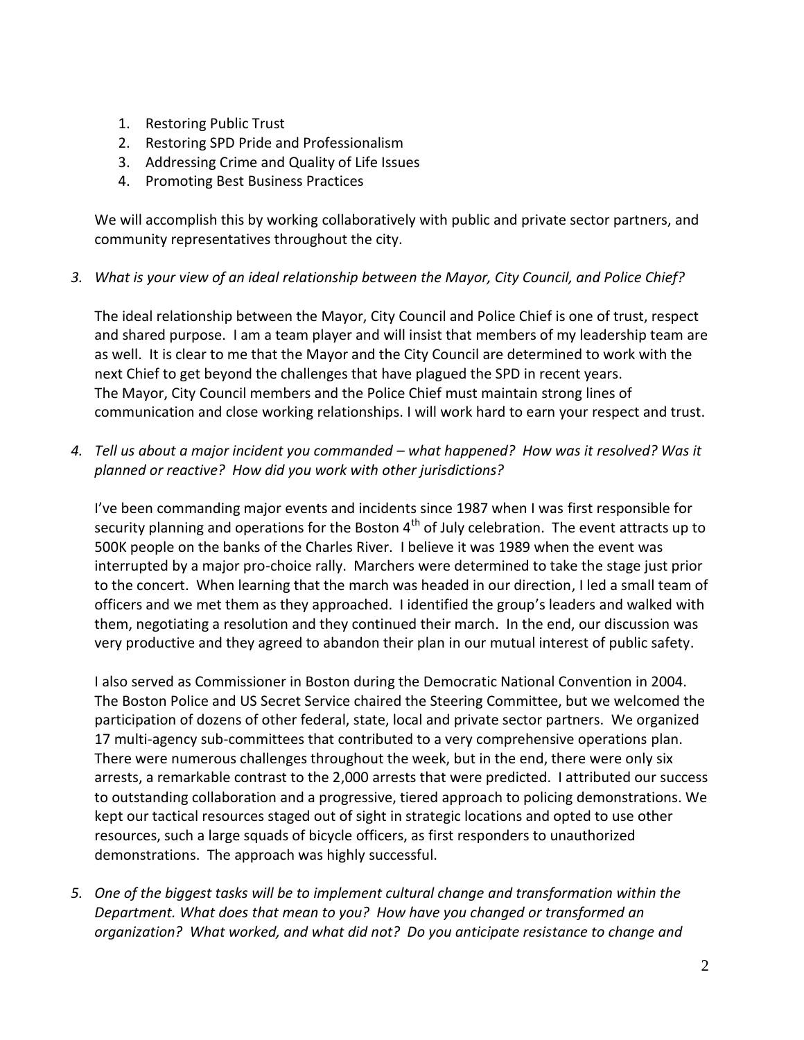1. Restoring Public Trust
2. Restoring SPD Pride and Professionalism
3. Addressing Crime and Quality of Life Issues
4. Promoting Best Business Practices

We will accomplish this by working collaboratively with public and private sector partners, and community representatives throughout the city.

3. *What is your view of an ideal relationship between the Mayor, City Council, and Police Chief?*

The ideal relationship between the Mayor, City Council and Police Chief is one of trust, respect and shared purpose. I am a team player and will insist that members of my leadership team are as well. It is clear to me that the Mayor and the City Council are determined to work with the next Chief to get beyond the challenges that have plagued the SPD in recent years. The Mayor, City Council members and the Police Chief must maintain strong lines of communication and close working relationships. I will work hard to earn your respect and trust.

4. *Tell us about a major incident you commanded – what happened? How was it resolved? Was it planned or reactive? How did you work with other jurisdictions?*

I've been commanding major events and incidents since 1987 when I was first responsible for security planning and operations for the Boston 4th of July celebration. The event attracts up to 500K people on the banks of the Charles River. I believe it was 1989 when the event was interrupted by a major pro-choice rally. Marchers were determined to take the stage just prior to the concert. When learning that the march was headed in our direction, I led a small team of officers and we met them as they approached. I identified the group's leaders and walked with them, negotiating a resolution and they continued their march. In the end, our discussion was very productive and they agreed to abandon their plan in our mutual interest of public safety.

I also served as Commissioner in Boston during the Democratic National Convention in 2004. The Boston Police and US Secret Service chaired the Steering Committee, but we welcomed the participation of dozens of other federal, state, local and private sector partners. We organized 17 multi-agency sub-committees that contributed to a very comprehensive operations plan. There were numerous challenges throughout the week, but in the end, there were only six arrests, a remarkable contrast to the 2,000 arrests that were predicted. I attributed our success to outstanding collaboration and a progressive, tiered approach to policing demonstrations. We kept our tactical resources staged out of sight in strategic locations and opted to use other resources, such a large squads of bicycle officers, as first responders to unauthorized demonstrations. The approach was highly successful.

5. *One of the biggest tasks will be to implement cultural change and transformation within the Department. What does that mean to you? How have you changed or transformed an organization? What worked, and what did not? Do you anticipate resistance to change and*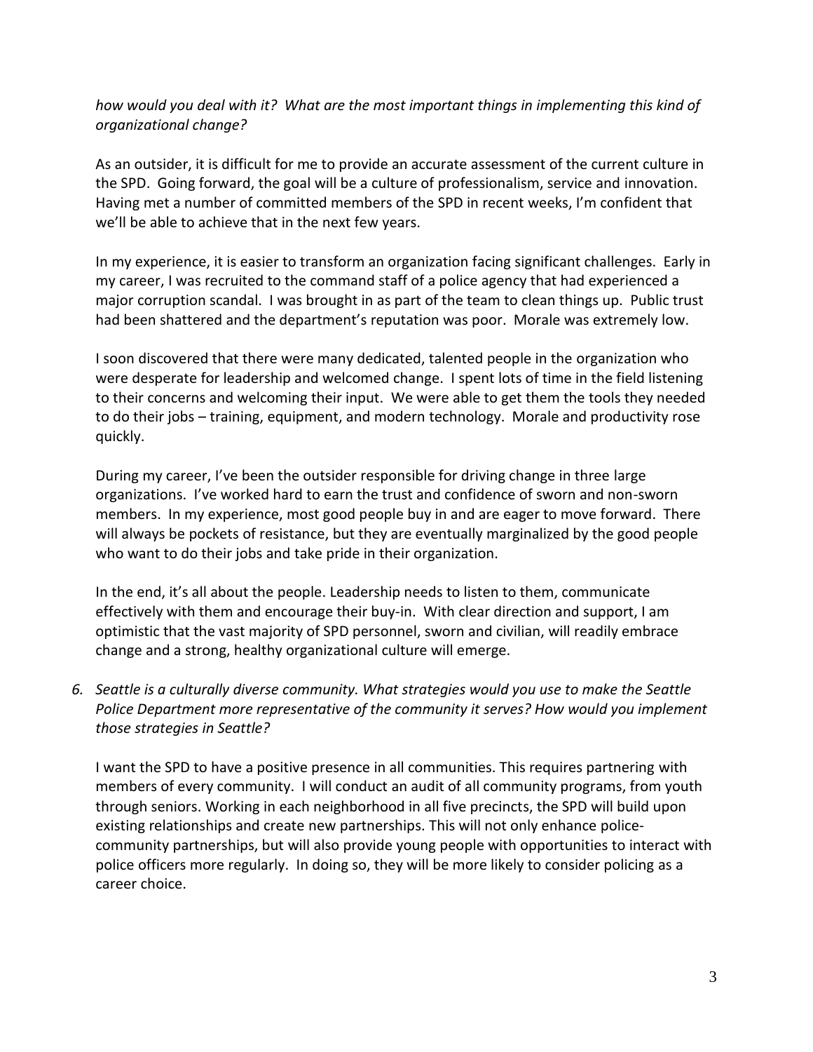*how would you deal with it? What are the most important things in implementing this kind of organizational change?*

As an outsider, it is difficult for me to provide an accurate assessment of the current culture in the SPD. Going forward, the goal will be a culture of professionalism, service and innovation. Having met a number of committed members of the SPD in recent weeks, I'm confident that we'll be able to achieve that in the next few years.

In my experience, it is easier to transform an organization facing significant challenges. Early in my career, I was recruited to the command staff of a police agency that had experienced a major corruption scandal. I was brought in as part of the team to clean things up. Public trust had been shattered and the department's reputation was poor. Morale was extremely low.

I soon discovered that there were many dedicated, talented people in the organization who were desperate for leadership and welcomed change. I spent lots of time in the field listening to their concerns and welcoming their input. We were able to get them the tools they needed to do their jobs – training, equipment, and modern technology. Morale and productivity rose quickly.

During my career, I've been the outsider responsible for driving change in three large organizations. I've worked hard to earn the trust and confidence of sworn and non-sworn members. In my experience, most good people buy in and are eager to move forward. There will always be pockets of resistance, but they are eventually marginalized by the good people who want to do their jobs and take pride in their organization.

In the end, it's all about the people. Leadership needs to listen to them, communicate effectively with them and encourage their buy-in. With clear direction and support, I am optimistic that the vast majority of SPD personnel, sworn and civilian, will readily embrace change and a strong, healthy organizational culture will emerge.

6. *Seattle is a culturally diverse community. What strategies would you use to make the Seattle Police Department more representative of the community it serves? How would you implement those strategies in Seattle?*

   I want the SPD to have a positive presence in all communities. This requires partnering with members of every community. I will conduct an audit of all community programs, from youth through seniors. Working in each neighborhood in all five precincts, the SPD will build upon existing relationships and create new partnerships. This will not only enhance police-community partnerships, but will also provide young people with opportunities to interact with police officers more regularly. In doing so, they will be more likely to consider policing as a career choice.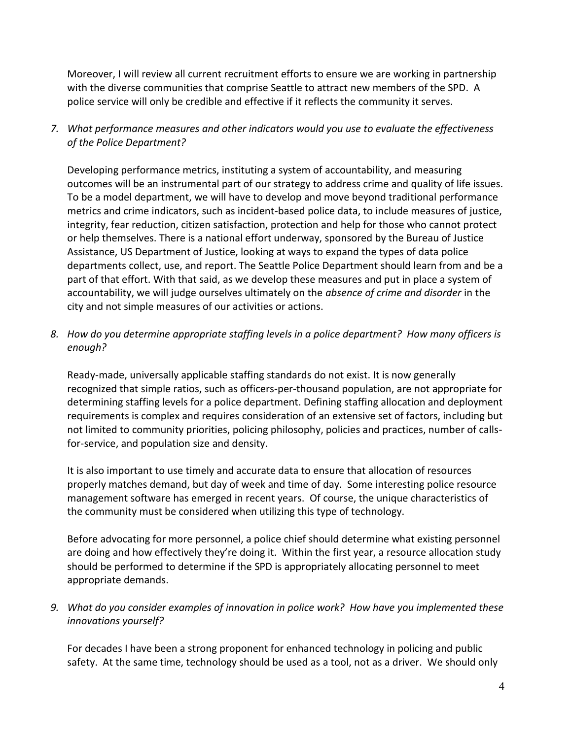Moreover, I will review all current recruitment efforts to ensure we are working in partnership with the diverse communities that comprise Seattle to attract new members of the SPD. A police service will only be credible and effective if it reflects the community it serves.

7. *What performance measures and other indicators would you use to evaluate the effectiveness of the Police Department?*

   Developing performance metrics, instituting a system of accountability, and measuring outcomes will be an instrumental part of our strategy to address crime and quality of life issues. To be a model department, we will have to develop and move beyond traditional performance metrics and crime indicators, such as incident-based police data, to include measures of justice, integrity, fear reduction, citizen satisfaction, protection and help for those who cannot protect or help themselves. There is a national effort underway, sponsored by the Bureau of Justice Assistance, US Department of Justice, looking at ways to expand the types of data police departments collect, use, and report. The Seattle Police Department should learn from and be a part of that effort. With that said, as we develop these measures and put in place a system of accountability, we will judge ourselves ultimately on the *absence of crime and disorder* in the city and not simple measures of our activities or actions.

8. *How do you determine appropriate staffing levels in a police department? How many officers is enough?*

   Ready-made, universally applicable staffing standards do not exist. It is now generally recognized that simple ratios, such as officers-per-thousand population, are not appropriate for determining staffing levels for a police department. Defining staffing allocation and deployment requirements is complex and requires consideration of an extensive set of factors, including but not limited to community priorities, policing philosophy, policies and practices, number of calls-for-service, and population size and density.

   It is also important to use timely and accurate data to ensure that allocation of resources properly matches demand, but day of week and time of day. Some interesting police resource management software has emerged in recent years. Of course, the unique characteristics of the community must be considered when utilizing this type of technology.

   Before advocating for more personnel, a police chief should determine what existing personnel are doing and how effectively they're doing it. Within the first year, a resource allocation study should be performed to determine if the SPD is appropriately allocating personnel to meet appropriate demands.

9. *What do you consider examples of innovation in police work? How have you implemented these innovations yourself?*

   For decades I have been a strong proponent for enhanced technology in policing and public safety. At the same time, technology should be used as a tool, not as a driver. We should only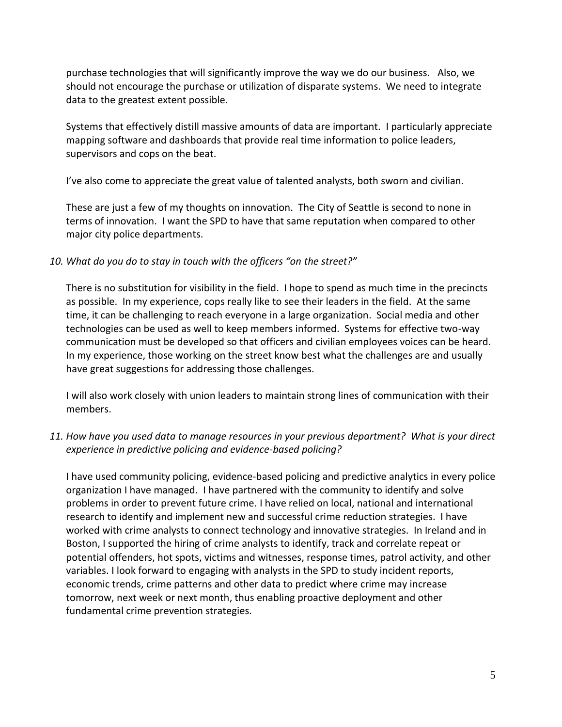purchase technologies that will significantly improve the way we do our business. Also, we should not encourage the purchase or utilization of disparate systems. We need to integrate data to the greatest extent possible.

Systems that effectively distill massive amounts of data are important. I particularly appreciate mapping software and dashboards that provide real time information to police leaders, supervisors and cops on the beat.

I've also come to appreciate the great value of talented analysts, both sworn and civilian.

These are just a few of my thoughts on innovation. The City of Seattle is second to none in terms of innovation. I want the SPD to have that same reputation when compared to other major city police departments.

*10. What do you do to stay in touch with the officers "on the street?"*

There is no substitution for visibility in the field. I hope to spend as much time in the precincts as possible. In my experience, cops really like to see their leaders in the field. At the same time, it can be challenging to reach everyone in a large organization. Social media and other technologies can be used as well to keep members informed. Systems for effective two-way communication must be developed so that officers and civilian employees voices can be heard. In my experience, those working on the street know best what the challenges are and usually have great suggestions for addressing those challenges.

I will also work closely with union leaders to maintain strong lines of communication with their members.

*11. How have you used data to manage resources in your previous department? What is your direct experience in predictive policing and evidence-based policing?*

I have used community policing, evidence-based policing and predictive analytics in every police organization I have managed. I have partnered with the community to identify and solve problems in order to prevent future crime. I have relied on local, national and international research to identify and implement new and successful crime reduction strategies. I have worked with crime analysts to connect technology and innovative strategies. In Ireland and in Boston, I supported the hiring of crime analysts to identify, track and correlate repeat or potential offenders, hot spots, victims and witnesses, response times, patrol activity, and other variables. I look forward to engaging with analysts in the SPD to study incident reports, economic trends, crime patterns and other data to predict where crime may increase tomorrow, next week or next month, thus enabling proactive deployment and other fundamental crime prevention strategies.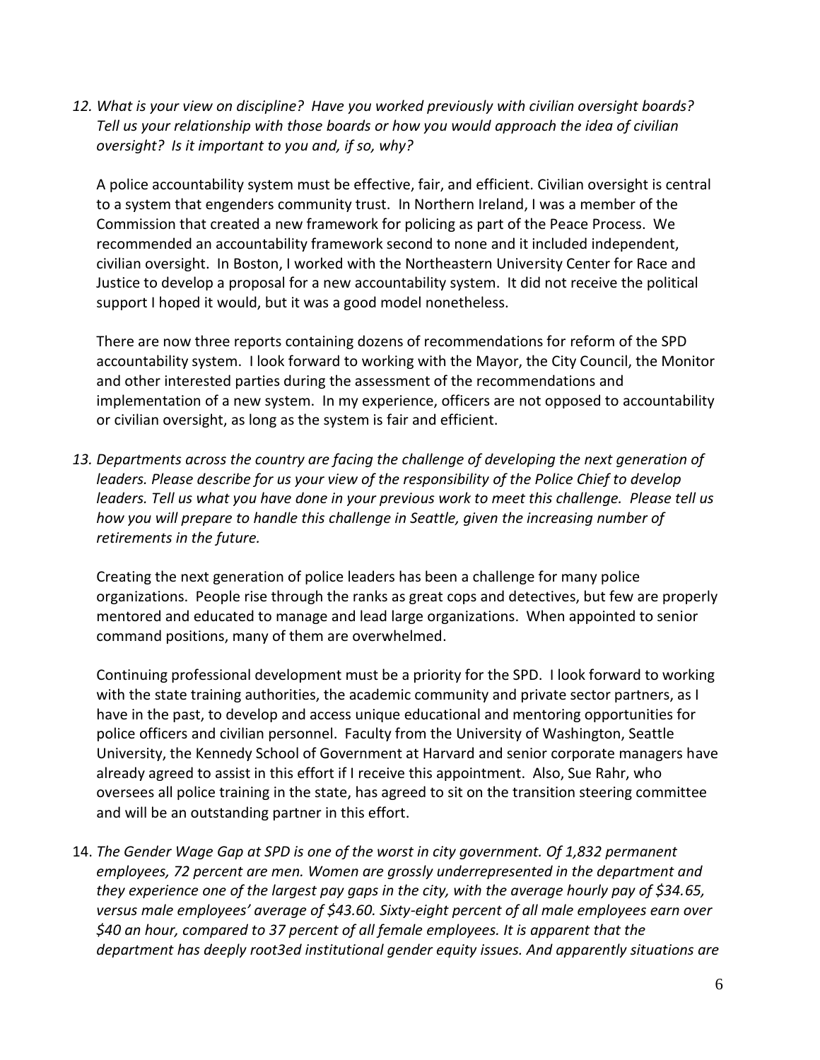*12. What is your view on discipline? Have you worked previously with civilian oversight boards? Tell us your relationship with those boards or how you would approach the idea of civilian oversight? Is it important to you and, if so, why?*

A police accountability system must be effective, fair, and efficient. Civilian oversight is central to a system that engenders community trust. In Northern Ireland, I was a member of the Commission that created a new framework for policing as part of the Peace Process. We recommended an accountability framework second to none and it included independent, civilian oversight. In Boston, I worked with the Northeastern University Center for Race and Justice to develop a proposal for a new accountability system. It did not receive the political support I hoped it would, but it was a good model nonetheless.

There are now three reports containing dozens of recommendations for reform of the SPD accountability system. I look forward to working with the Mayor, the City Council, the Monitor and other interested parties during the assessment of the recommendations and implementation of a new system. In my experience, officers are not opposed to accountability or civilian oversight, as long as the system is fair and efficient.

*13. Departments across the country are facing the challenge of developing the next generation of leaders. Please describe for us your view of the responsibility of the Police Chief to develop leaders. Tell us what you have done in your previous work to meet this challenge. Please tell us how you will prepare to handle this challenge in Seattle, given the increasing number of retirements in the future.*

Creating the next generation of police leaders has been a challenge for many police organizations. People rise through the ranks as great cops and detectives, but few are properly mentored and educated to manage and lead large organizations. When appointed to senior command positions, many of them are overwhelmed.

Continuing professional development must be a priority for the SPD. I look forward to working with the state training authorities, the academic community and private sector partners, as I have in the past, to develop and access unique educational and mentoring opportunities for police officers and civilian personnel. Faculty from the University of Washington, Seattle University, the Kennedy School of Government at Harvard and senior corporate managers have already agreed to assist in this effort if I receive this appointment. Also, Sue Rahr, who oversees all police training in the state, has agreed to sit on the transition steering committee and will be an outstanding partner in this effort.

14. *The Gender Wage Gap at SPD is one of the worst in city government. Of 1,832 permanent employees, 72 percent are men. Women are grossly underrepresented in the department and they experience one of the largest pay gaps in the city, with the average hourly pay of $34.65, versus male employees' average of $43.60. Sixty-eight percent of all male employees earn over $40 an hour, compared to 37 percent of all female employees. It is apparent that the department has deeply root3ed institutional gender equity issues. And apparently situations are*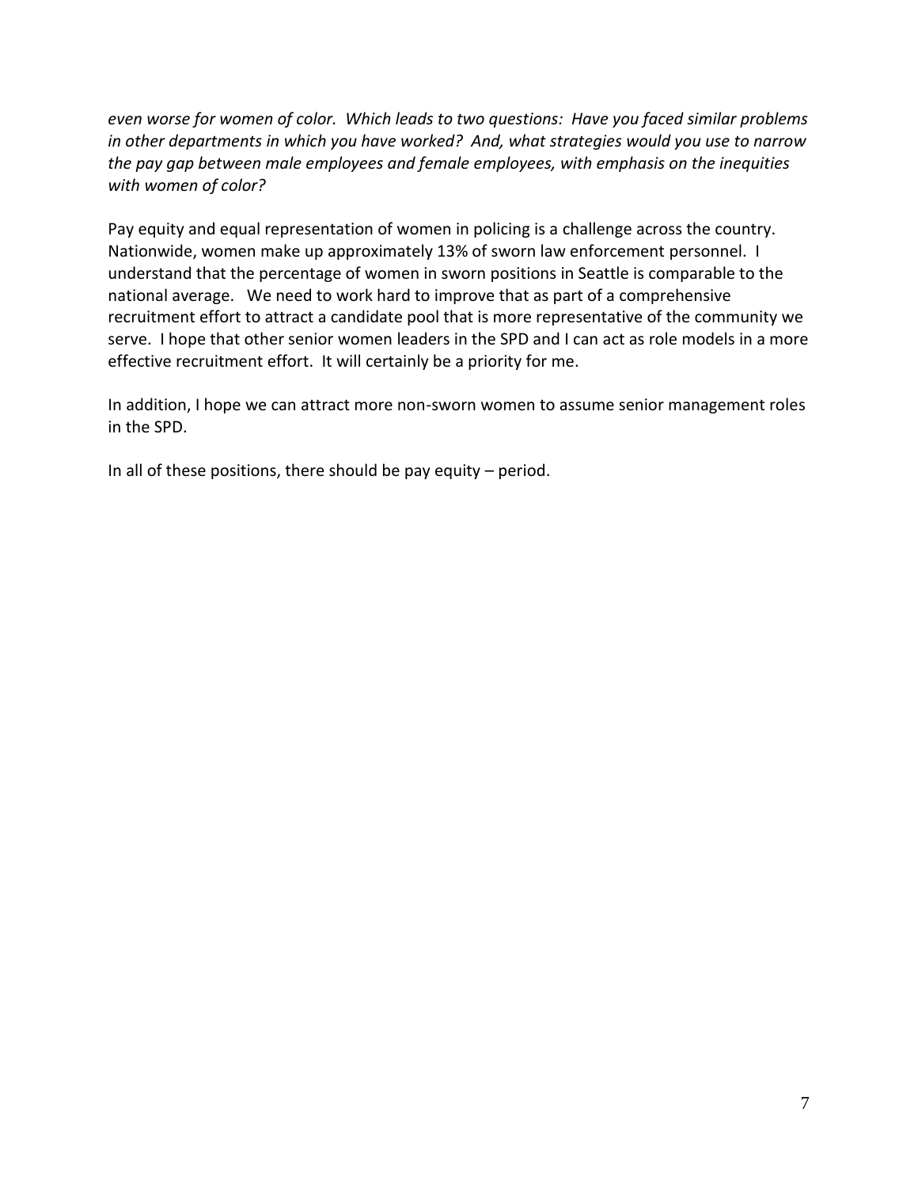*even worse for women of color. Which leads to two questions: Have you faced similar problems in other departments in which you have worked? And, what strategies would you use to narrow the pay gap between male employees and female employees, with emphasis on the inequities with women of color?*

Pay equity and equal representation of women in policing is a challenge across the country. Nationwide, women make up approximately 13% of sworn law enforcement personnel. I understand that the percentage of women in sworn positions in Seattle is comparable to the national average. We need to work hard to improve that as part of a comprehensive recruitment effort to attract a candidate pool that is more representative of the community we serve. I hope that other senior women leaders in the SPD and I can act as role models in a more effective recruitment effort. It will certainly be a priority for me.

In addition, I hope we can attract more non-sworn women to assume senior management roles in the SPD.

In all of these positions, there should be pay equity – period.